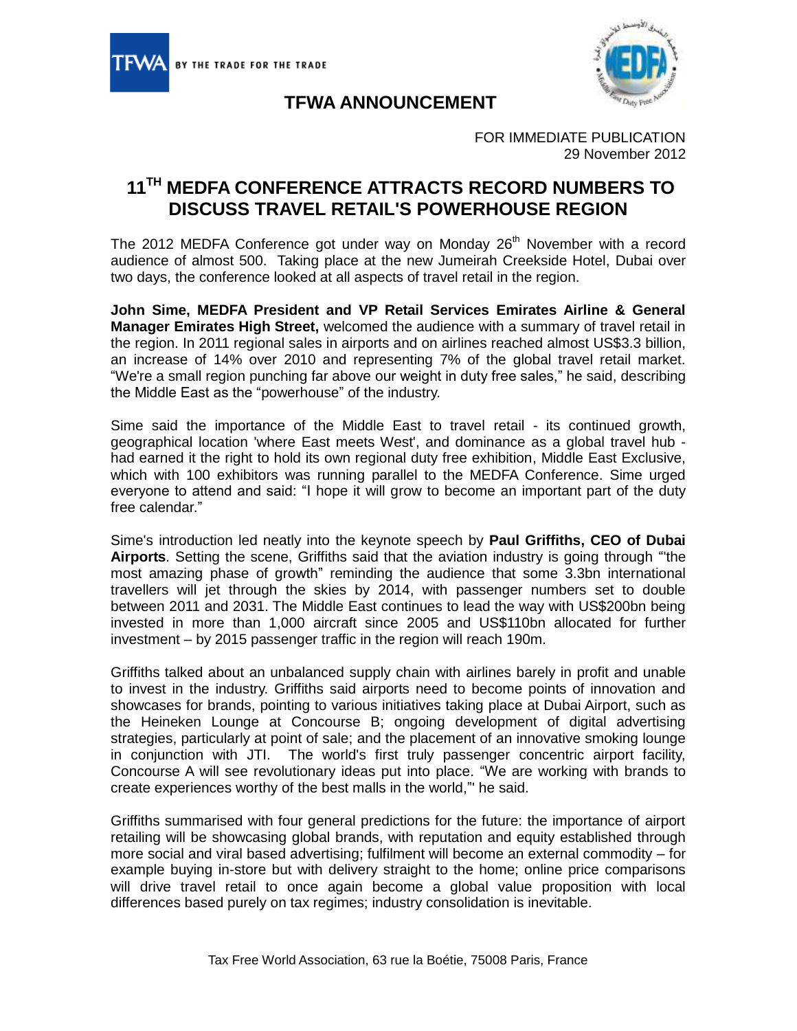TFWA BY THE TRADE FOR THE TRADE

**TFWA ANNOUNCEMENT**

FOR IMMEDIATE PUBLICATION
29 November 2012

# 11TH MEDFA CONFERENCE ATTRACTS RECORD NUMBERS TO DISCUSS TRAVEL RETAIL'S POWERHOUSE REGION

The 2012 MEDFA Conference got under way on Monday 26th November with a record audience of almost 500. Taking place at the new Jumeirah Creekside Hotel, Dubai over two days, the conference looked at all aspects of travel retail in the region.

**John Sime, MEDFA President and VP Retail Services Emirates Airline & General Manager Emirates High Street,** welcomed the audience with a summary of travel retail in the region. In 2011 regional sales in airports and on airlines reached almost US$3.3 billion, an increase of 14% over 2010 and representing 7% of the global travel retail market. "We're a small region punching far above our weight in duty free sales," he said, describing the Middle East as the "powerhouse" of the industry.

Sime said the importance of the Middle East to travel retail - its continued growth, geographical location 'where East meets West', and dominance as a global travel hub - had earned it the right to hold its own regional duty free exhibition, Middle East Exclusive, which with 100 exhibitors was running parallel to the MEDFA Conference. Sime urged everyone to attend and said: "I hope it will grow to become an important part of the duty free calendar."

Sime's introduction led neatly into the keynote speech by **Paul Griffiths, CEO of Dubai Airports**. Setting the scene, Griffiths said that the aviation industry is going through "'the most amazing phase of growth" reminding the audience that some 3.3bn international travellers will jet through the skies by 2014, with passenger numbers set to double between 2011 and 2031. The Middle East continues to lead the way with US$200bn being invested in more than 1,000 aircraft since 2005 and US$110bn allocated for further investment – by 2015 passenger traffic in the region will reach 190m.

Griffiths talked about an unbalanced supply chain with airlines barely in profit and unable to invest in the industry. Griffiths said airports need to become points of innovation and showcases for brands, pointing to various initiatives taking place at Dubai Airport, such as the Heineken Lounge at Concourse B; ongoing development of digital advertising strategies, particularly at point of sale; and the placement of an innovative smoking lounge in conjunction with JTI. The world's first truly passenger concentric airport facility, Concourse A will see revolutionary ideas put into place. "We are working with brands to create experiences worthy of the best malls in the world,"' he said.

Griffiths summarised with four general predictions for the future: the importance of airport retailing will be showcasing global brands, with reputation and equity established through more social and viral based advertising; fulfilment will become an external commodity – for example buying in-store but with delivery straight to the home; online price comparisons will drive travel retail to once again become a global value proposition with local differences based purely on tax regimes; industry consolidation is inevitable.

Tax Free World Association, 63 rue la Boétie, 75008 Paris, France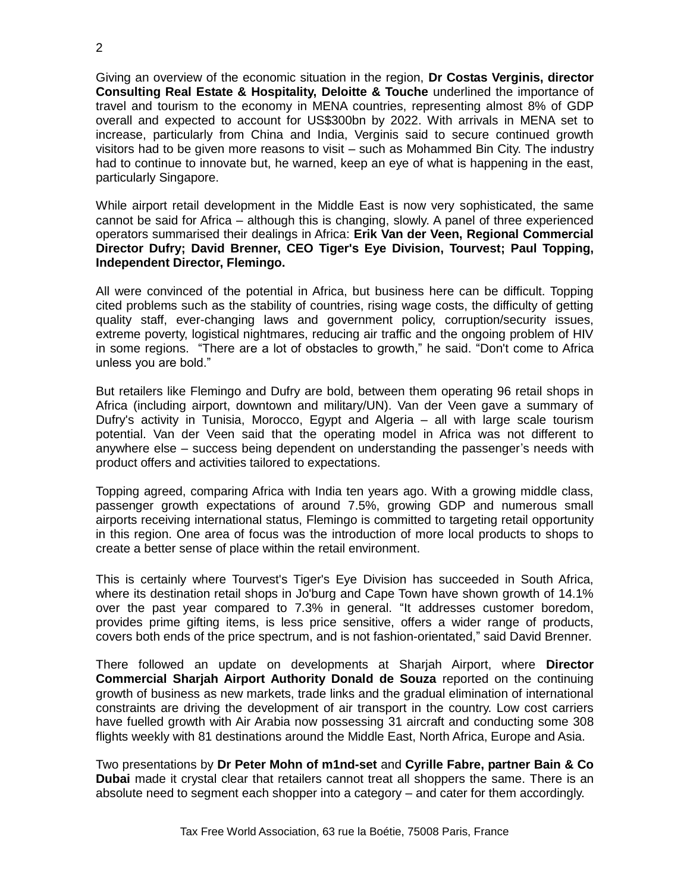Giving an overview of the economic situation in the region, **Dr Costas Verginis, director Consulting Real Estate & Hospitality, Deloitte & Touche** underlined the importance of travel and tourism to the economy in MENA countries, representing almost 8% of GDP overall and expected to account for US$300bn by 2022. With arrivals in MENA set to increase, particularly from China and India, Verginis said to secure continued growth visitors had to be given more reasons to visit – such as Mohammed Bin City. The industry had to continue to innovate but, he warned, keep an eye of what is happening in the east, particularly Singapore.

While airport retail development in the Middle East is now very sophisticated, the same cannot be said for Africa – although this is changing, slowly. A panel of three experienced operators summarised their dealings in Africa: **Erik Van der Veen, Regional Commercial Director Dufry; David Brenner, CEO Tiger's Eye Division, Tourvest; Paul Topping, Independent Director, Flemingo.**

All were convinced of the potential in Africa, but business here can be difficult. Topping cited problems such as the stability of countries, rising wage costs, the difficulty of getting quality staff, ever-changing laws and government policy, corruption/security issues, extreme poverty, logistical nightmares, reducing air traffic and the ongoing problem of HIV in some regions. "There are a lot of obstacles to growth," he said. "Don't come to Africa unless you are bold."

But retailers like Flemingo and Dufry are bold, between them operating 96 retail shops in Africa (including airport, downtown and military/UN). Van der Veen gave a summary of Dufry's activity in Tunisia, Morocco, Egypt and Algeria – all with large scale tourism potential. Van der Veen said that the operating model in Africa was not different to anywhere else – success being dependent on understanding the passenger's needs with product offers and activities tailored to expectations.

Topping agreed, comparing Africa with India ten years ago. With a growing middle class, passenger growth expectations of around 7.5%, growing GDP and numerous small airports receiving international status, Flemingo is committed to targeting retail opportunity in this region. One area of focus was the introduction of more local products to shops to create a better sense of place within the retail environment.

This is certainly where Tourvest's Tiger's Eye Division has succeeded in South Africa, where its destination retail shops in Jo'burg and Cape Town have shown growth of 14.1% over the past year compared to 7.3% in general. "It addresses customer boredom, provides prime gifting items, is less price sensitive, offers a wider range of products, covers both ends of the price spectrum, and is not fashion-orientated," said David Brenner.

There followed an update on developments at Sharjah Airport, where **Director Commercial Sharjah Airport Authority Donald de Souza** reported on the continuing growth of business as new markets, trade links and the gradual elimination of international constraints are driving the development of air transport in the country. Low cost carriers have fuelled growth with Air Arabia now possessing 31 aircraft and conducting some 308 flights weekly with 81 destinations around the Middle East, North Africa, Europe and Asia.

Two presentations by **Dr Peter Mohn of m1nd-set** and **Cyrille Fabre, partner Bain & Co Dubai** made it crystal clear that retailers cannot treat all shoppers the same. There is an absolute need to segment each shopper into a category – and cater for them accordingly.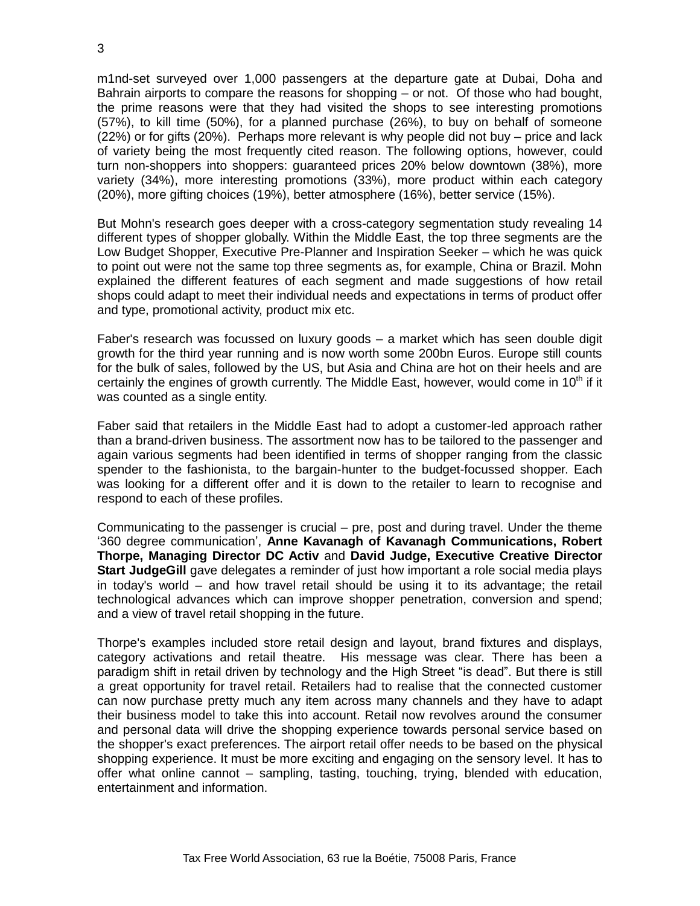m1nd-set surveyed over 1,000 passengers at the departure gate at Dubai, Doha and Bahrain airports to compare the reasons for shopping – or not. Of those who had bought, the prime reasons were that they had visited the shops to see interesting promotions (57%), to kill time (50%), for a planned purchase (26%), to buy on behalf of someone (22%) or for gifts (20%). Perhaps more relevant is why people did not buy – price and lack of variety being the most frequently cited reason. The following options, however, could turn non-shoppers into shoppers: guaranteed prices 20% below downtown (38%), more variety (34%), more interesting promotions (33%), more product within each category (20%), more gifting choices (19%), better atmosphere (16%), better service (15%).

But Mohn's research goes deeper with a cross-category segmentation study revealing 14 different types of shopper globally. Within the Middle East, the top three segments are the Low Budget Shopper, Executive Pre-Planner and Inspiration Seeker – which he was quick to point out were not the same top three segments as, for example, China or Brazil. Mohn explained the different features of each segment and made suggestions of how retail shops could adapt to meet their individual needs and expectations in terms of product offer and type, promotional activity, product mix etc.

Faber's research was focussed on luxury goods – a market which has seen double digit growth for the third year running and is now worth some 200bn Euros. Europe still counts for the bulk of sales, followed by the US, but Asia and China are hot on their heels and are certainly the engines of growth currently. The Middle East, however, would come in 10th if it was counted as a single entity.

Faber said that retailers in the Middle East had to adopt a customer-led approach rather than a brand-driven business. The assortment now has to be tailored to the passenger and again various segments had been identified in terms of shopper ranging from the classic spender to the fashionista, to the bargain-hunter to the budget-focussed shopper. Each was looking for a different offer and it is down to the retailer to learn to recognise and respond to each of these profiles.

Communicating to the passenger is crucial – pre, post and during travel. Under the theme '360 degree communication', **Anne Kavanagh of Kavanagh Communications, Robert Thorpe, Managing Director DC Activ** and **David Judge, Executive Creative Director Start JudgeGill** gave delegates a reminder of just how important a role social media plays in today's world – and how travel retail should be using it to its advantage; the retail technological advances which can improve shopper penetration, conversion and spend; and a view of travel retail shopping in the future.

Thorpe's examples included store retail design and layout, brand fixtures and displays, category activations and retail theatre. His message was clear. There has been a paradigm shift in retail driven by technology and the High Street "is dead". But there is still a great opportunity for travel retail. Retailers had to realise that the connected customer can now purchase pretty much any item across many channels and they have to adapt their business model to take this into account. Retail now revolves around the consumer and personal data will drive the shopping experience towards personal service based on the shopper's exact preferences. The airport retail offer needs to be based on the physical shopping experience. It must be more exciting and engaging on the sensory level. It has to offer what online cannot – sampling, tasting, touching, trying, blended with education, entertainment and information.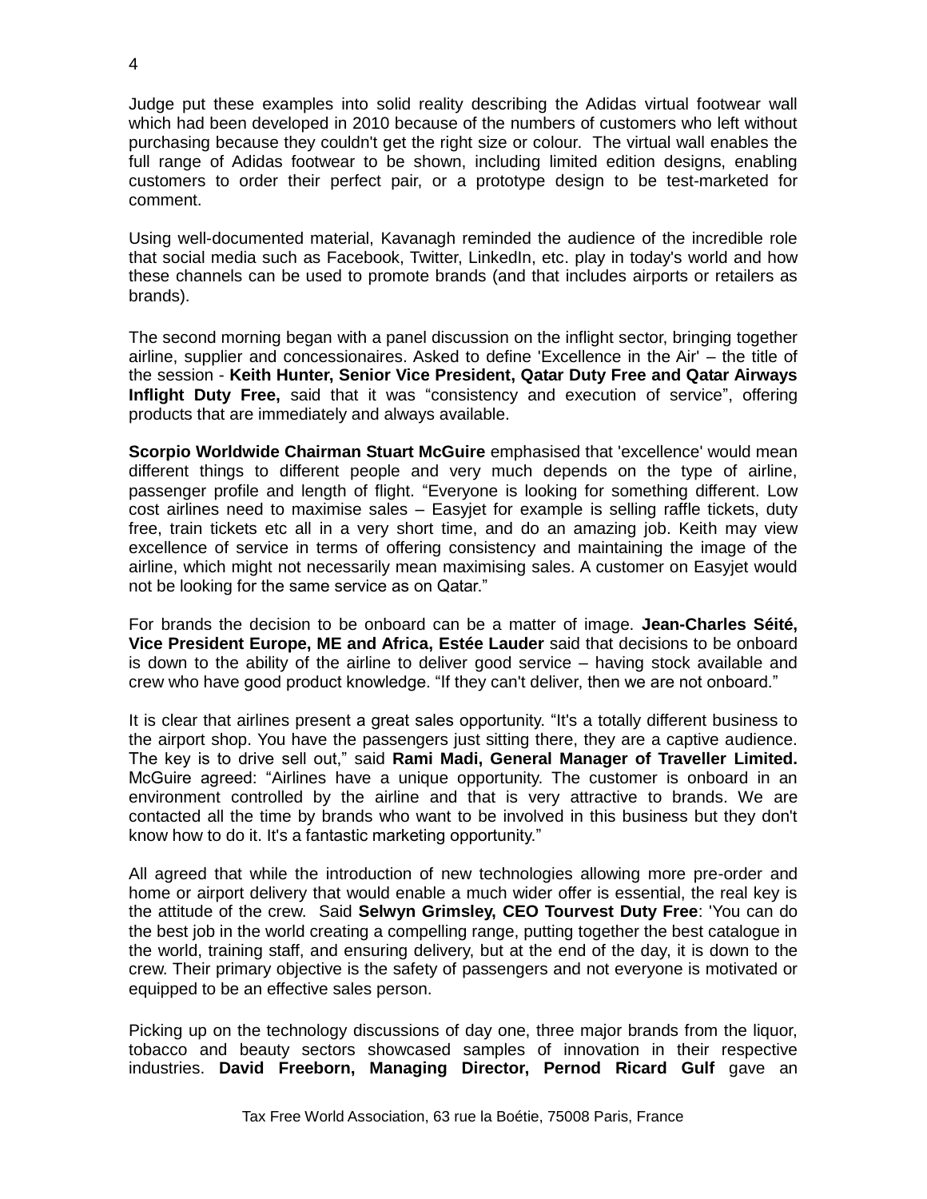Judge put these examples into solid reality describing the Adidas virtual footwear wall which had been developed in 2010 because of the numbers of customers who left without purchasing because they couldn't get the right size or colour. The virtual wall enables the full range of Adidas footwear to be shown, including limited edition designs, enabling customers to order their perfect pair, or a prototype design to be test-marketed for comment.

Using well-documented material, Kavanagh reminded the audience of the incredible role that social media such as Facebook, Twitter, LinkedIn, etc. play in today's world and how these channels can be used to promote brands (and that includes airports or retailers as brands).

The second morning began with a panel discussion on the inflight sector, bringing together airline, supplier and concessionaires. Asked to define 'Excellence in the Air' – the title of the session - **Keith Hunter, Senior Vice President, Qatar Duty Free and Qatar Airways Inflight Duty Free,** said that it was "consistency and execution of service", offering products that are immediately and always available.

**Scorpio Worldwide Chairman Stuart McGuire** emphasised that 'excellence' would mean different things to different people and very much depends on the type of airline, passenger profile and length of flight. "Everyone is looking for something different. Low cost airlines need to maximise sales – Easyjet for example is selling raffle tickets, duty free, train tickets etc all in a very short time, and do an amazing job. Keith may view excellence of service in terms of offering consistency and maintaining the image of the airline, which might not necessarily mean maximising sales. A customer on Easyjet would not be looking for the same service as on Qatar."

For brands the decision to be onboard can be a matter of image. **Jean-Charles Séité, Vice President Europe, ME and Africa, Estée Lauder** said that decisions to be onboard is down to the ability of the airline to deliver good service – having stock available and crew who have good product knowledge. "If they can't deliver, then we are not onboard."

It is clear that airlines present a great sales opportunity. "It's a totally different business to the airport shop. You have the passengers just sitting there, they are a captive audience. The key is to drive sell out," said **Rami Madi, General Manager of Traveller Limited.** McGuire agreed: "Airlines have a unique opportunity. The customer is onboard in an environment controlled by the airline and that is very attractive to brands. We are contacted all the time by brands who want to be involved in this business but they don't know how to do it. It's a fantastic marketing opportunity."

All agreed that while the introduction of new technologies allowing more pre-order and home or airport delivery that would enable a much wider offer is essential, the real key is the attitude of the crew. Said **Selwyn Grimsley, CEO Tourvest Duty Free**: 'You can do the best job in the world creating a compelling range, putting together the best catalogue in the world, training staff, and ensuring delivery, but at the end of the day, it is down to the crew. Their primary objective is the safety of passengers and not everyone is motivated or equipped to be an effective sales person.

Picking up on the technology discussions of day one, three major brands from the liquor, tobacco and beauty sectors showcased samples of innovation in their respective industries. **David Freeborn, Managing Director, Pernod Ricard Gulf** gave an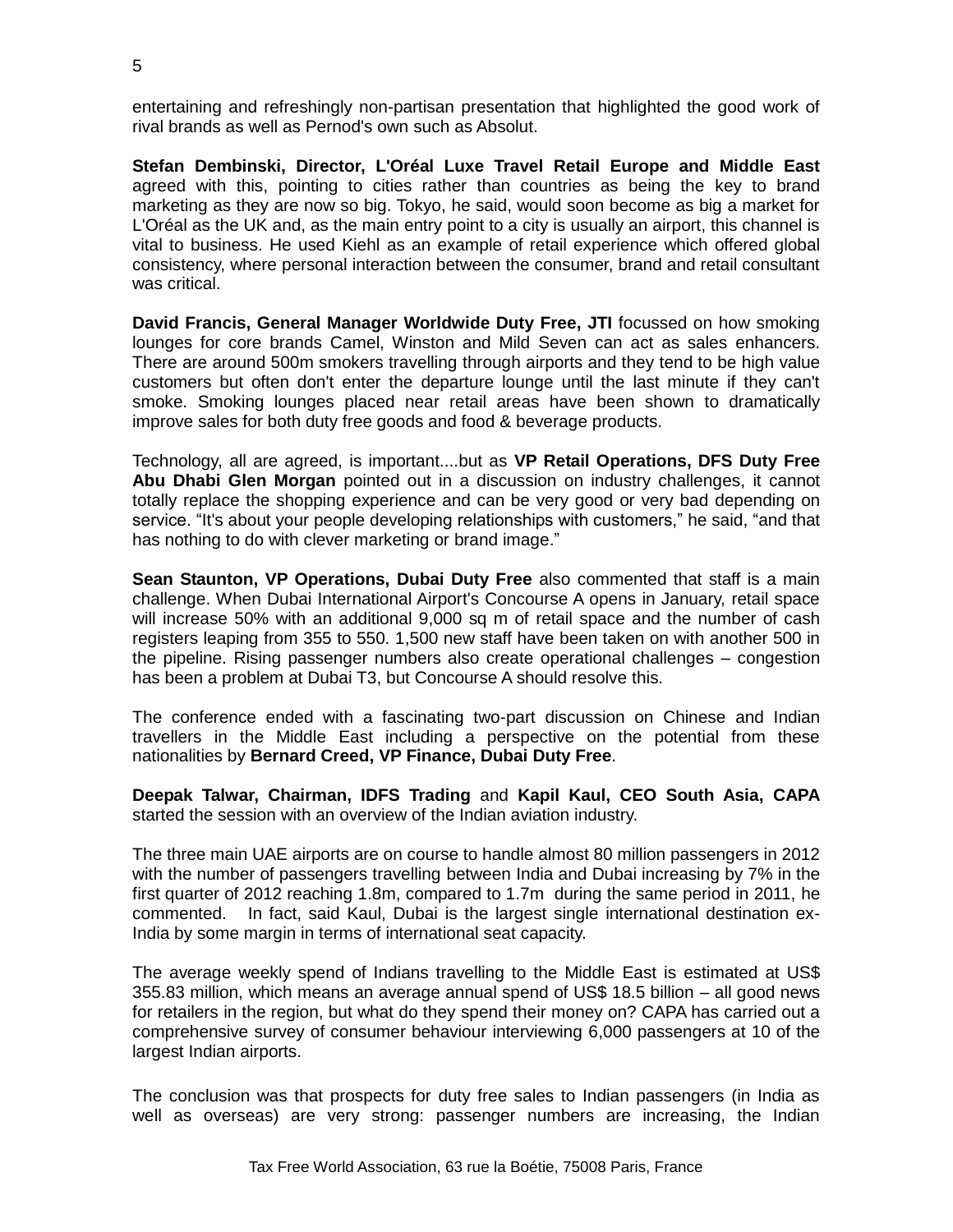entertaining and refreshingly non-partisan presentation that highlighted the good work of rival brands as well as Pernod's own such as Absolut.

**Stefan Dembinski, Director, L'Oréal Luxe Travel Retail Europe and Middle East** agreed with this, pointing to cities rather than countries as being the key to brand marketing as they are now so big. Tokyo, he said, would soon become as big a market for L'Oréal as the UK and, as the main entry point to a city is usually an airport, this channel is vital to business. He used Kiehl as an example of retail experience which offered global consistency, where personal interaction between the consumer, brand and retail consultant was critical.

**David Francis, General Manager Worldwide Duty Free, JTI** focussed on how smoking lounges for core brands Camel, Winston and Mild Seven can act as sales enhancers. There are around 500m smokers travelling through airports and they tend to be high value customers but often don't enter the departure lounge until the last minute if they can't smoke. Smoking lounges placed near retail areas have been shown to dramatically improve sales for both duty free goods and food & beverage products.

Technology, all are agreed, is important....but as **VP Retail Operations, DFS Duty Free Abu Dhabi Glen Morgan** pointed out in a discussion on industry challenges, it cannot totally replace the shopping experience and can be very good or very bad depending on service. “It's about your people developing relationships with customers,” he said, “and that has nothing to do with clever marketing or brand image.”

**Sean Staunton, VP Operations, Dubai Duty Free** also commented that staff is a main challenge. When Dubai International Airport's Concourse A opens in January, retail space will increase 50% with an additional 9,000 sq m of retail space and the number of cash registers leaping from 355 to 550. 1,500 new staff have been taken on with another 500 in the pipeline. Rising passenger numbers also create operational challenges – congestion has been a problem at Dubai T3, but Concourse A should resolve this.

The conference ended with a fascinating two-part discussion on Chinese and Indian travellers in the Middle East including a perspective on the potential from these nationalities by **Bernard Creed, VP Finance, Dubai Duty Free**.

**Deepak Talwar, Chairman, IDFS Trading** and **Kapil Kaul, CEO South Asia, CAPA** started the session with an overview of the Indian aviation industry.

The three main UAE airports are on course to handle almost 80 million passengers in 2012 with the number of passengers travelling between India and Dubai increasing by 7% in the first quarter of 2012 reaching 1.8m, compared to 1.7m during the same period in 2011, he commented. In fact, said Kaul, Dubai is the largest single international destination ex-India by some margin in terms of international seat capacity.

The average weekly spend of Indians travelling to the Middle East is estimated at US$ 355.83 million, which means an average annual spend of US$ 18.5 billion – all good news for retailers in the region, but what do they spend their money on? CAPA has carried out a comprehensive survey of consumer behaviour interviewing 6,000 passengers at 10 of the largest Indian airports.

The conclusion was that prospects for duty free sales to Indian passengers (in India as well as overseas) are very strong: passenger numbers are increasing, the Indian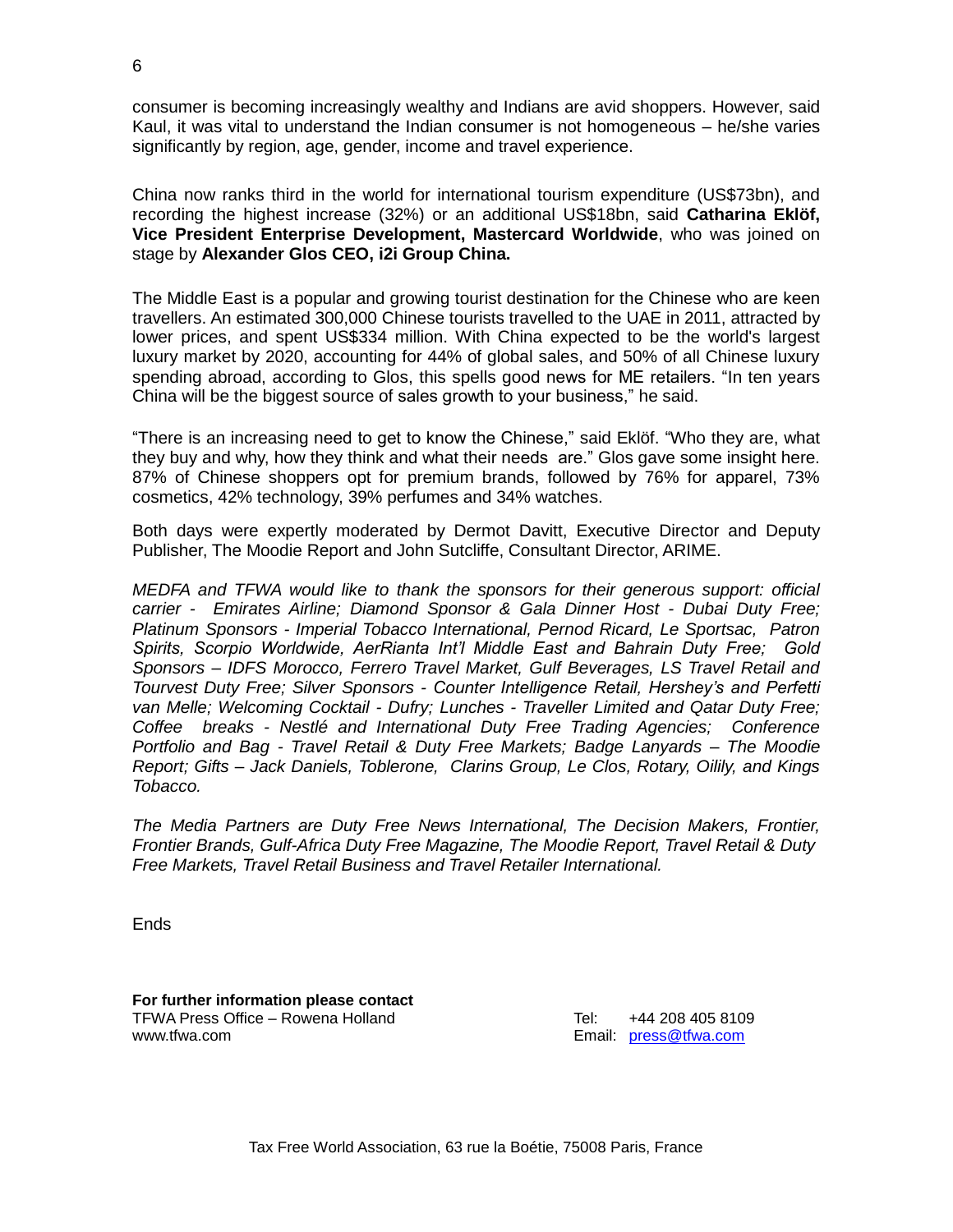consumer is becoming increasingly wealthy and Indians are avid shoppers. However, said Kaul, it was vital to understand the Indian consumer is not homogeneous – he/she varies significantly by region, age, gender, income and travel experience.

China now ranks third in the world for international tourism expenditure (US$73bn), and recording the highest increase (32%) or an additional US$18bn, said **Catharina Eklöf, Vice President Enterprise Development, Mastercard Worldwide**, who was joined on stage by **Alexander Glos CEO, i2i Group China.**

The Middle East is a popular and growing tourist destination for the Chinese who are keen travellers. An estimated 300,000 Chinese tourists travelled to the UAE in 2011, attracted by lower prices, and spent US$334 million. With China expected to be the world's largest luxury market by 2020, accounting for 44% of global sales, and 50% of all Chinese luxury spending abroad, according to Glos, this spells good news for ME retailers. "In ten years China will be the biggest source of sales growth to your business," he said.

"There is an increasing need to get to know the Chinese," said Eklöf. "Who they are, what they buy and why, how they think and what their needs are." Glos gave some insight here. 87% of Chinese shoppers opt for premium brands, followed by 76% for apparel, 73% cosmetics, 42% technology, 39% perfumes and 34% watches.

Both days were expertly moderated by Dermot Davitt, Executive Director and Deputy Publisher, The Moodie Report and John Sutcliffe, Consultant Director, ARIME.

*MEDFA and TFWA would like to thank the sponsors for their generous support: official carrier - Emirates Airline; Diamond Sponsor & Gala Dinner Host - Dubai Duty Free; Platinum Sponsors - Imperial Tobacco International, Pernod Ricard, Le Sportsac, Patron Spirits, Scorpio Worldwide, AerRianta Int'l Middle East and Bahrain Duty Free; Gold Sponsors – IDFS Morocco, Ferrero Travel Market, Gulf Beverages, LS Travel Retail and Tourvest Duty Free; Silver Sponsors - Counter Intelligence Retail, Hershey's and Perfetti van Melle; Welcoming Cocktail - Dufry; Lunches - Traveller Limited and Qatar Duty Free; Coffee breaks - Nestlé and International Duty Free Trading Agencies; Conference Portfolio and Bag - Travel Retail & Duty Free Markets; Badge Lanyards – The Moodie Report; Gifts – Jack Daniels, Toblerone, Clarins Group, Le Clos, Rotary, Oilily, and Kings Tobacco.*

*The Media Partners are Duty Free News International, The Decision Makers, Frontier, Frontier Brands, Gulf-Africa Duty Free Magazine, The Moodie Report, Travel Retail & Duty Free Markets, Travel Retail Business and Travel Retailer International.*

Ends

**For further information please contact**
TFWA Press Office – Rowena Holland
www.tfwa.com

Tel: +44 208 405 8109
Email: press@tfwa.com

Tax Free World Association, 63 rue la Boétie, 75008 Paris, France